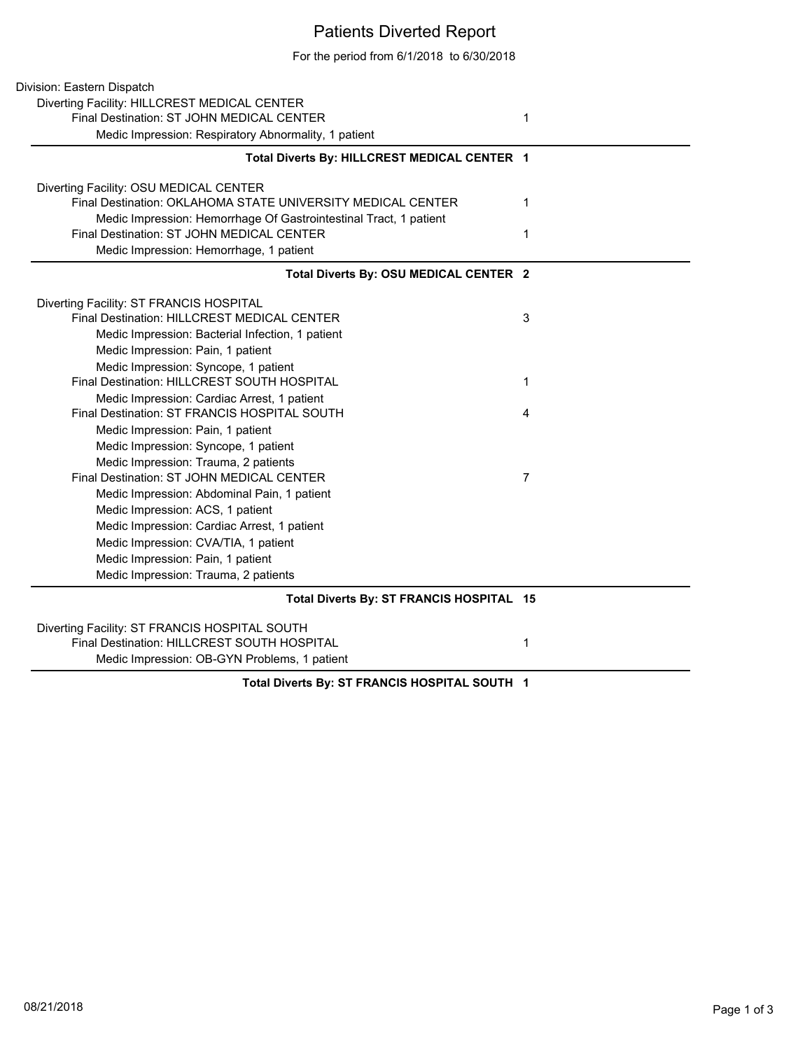# Patients Diverted Report

For the period from 6/1/2018 to 6/30/2018

Division: Eastern Dispatch

Diverting Facility: HILLCREST MEDICAL CENTER

- Final Destination: ST JOHN MEDICAL CENTER — 1
  - Medic Impression: Respiratory Abnormality, 1 patient

**Total Diverts By: HILLCREST MEDICAL CENTER 1**

---

Diverting Facility: OSU MEDICAL CENTER

- Final Destination: OKLAHOMA STATE UNIVERSITY MEDICAL CENTER — 1
  - Medic Impression: Hemorrhage Of Gastrointestinal Tract, 1 patient
- Final Destination: ST JOHN MEDICAL CENTER — 1
  - Medic Impression: Hemorrhage, 1 patient

**Total Diverts By: OSU MEDICAL CENTER 2**

---

Diverting Facility: ST FRANCIS HOSPITAL

- Final Destination: HILLCREST MEDICAL CENTER — 3
  - Medic Impression: Bacterial Infection, 1 patient
  - Medic Impression: Pain, 1 patient
  - Medic Impression: Syncope, 1 patient
- Final Destination: HILLCREST SOUTH HOSPITAL — 1
  - Medic Impression: Cardiac Arrest, 1 patient
- Final Destination: ST FRANCIS HOSPITAL SOUTH — 4
  - Medic Impression: Pain, 1 patient
  - Medic Impression: Syncope, 1 patient
  - Medic Impression: Trauma, 2 patients
- Final Destination: ST JOHN MEDICAL CENTER — 7
  - Medic Impression: Abdominal Pain, 1 patient
  - Medic Impression: ACS, 1 patient
  - Medic Impression: Cardiac Arrest, 1 patient
  - Medic Impression: CVA/TIA, 1 patient
  - Medic Impression: Pain, 1 patient
  - Medic Impression: Trauma, 2 patients

**Total Diverts By: ST FRANCIS HOSPITAL 15**

---

Diverting Facility: ST FRANCIS HOSPITAL SOUTH

- Final Destination: HILLCREST SOUTH HOSPITAL — 1
  - Medic Impression: OB-GYN Problems, 1 patient

**Total Diverts By: ST FRANCIS HOSPITAL SOUTH 1**

08/21/2018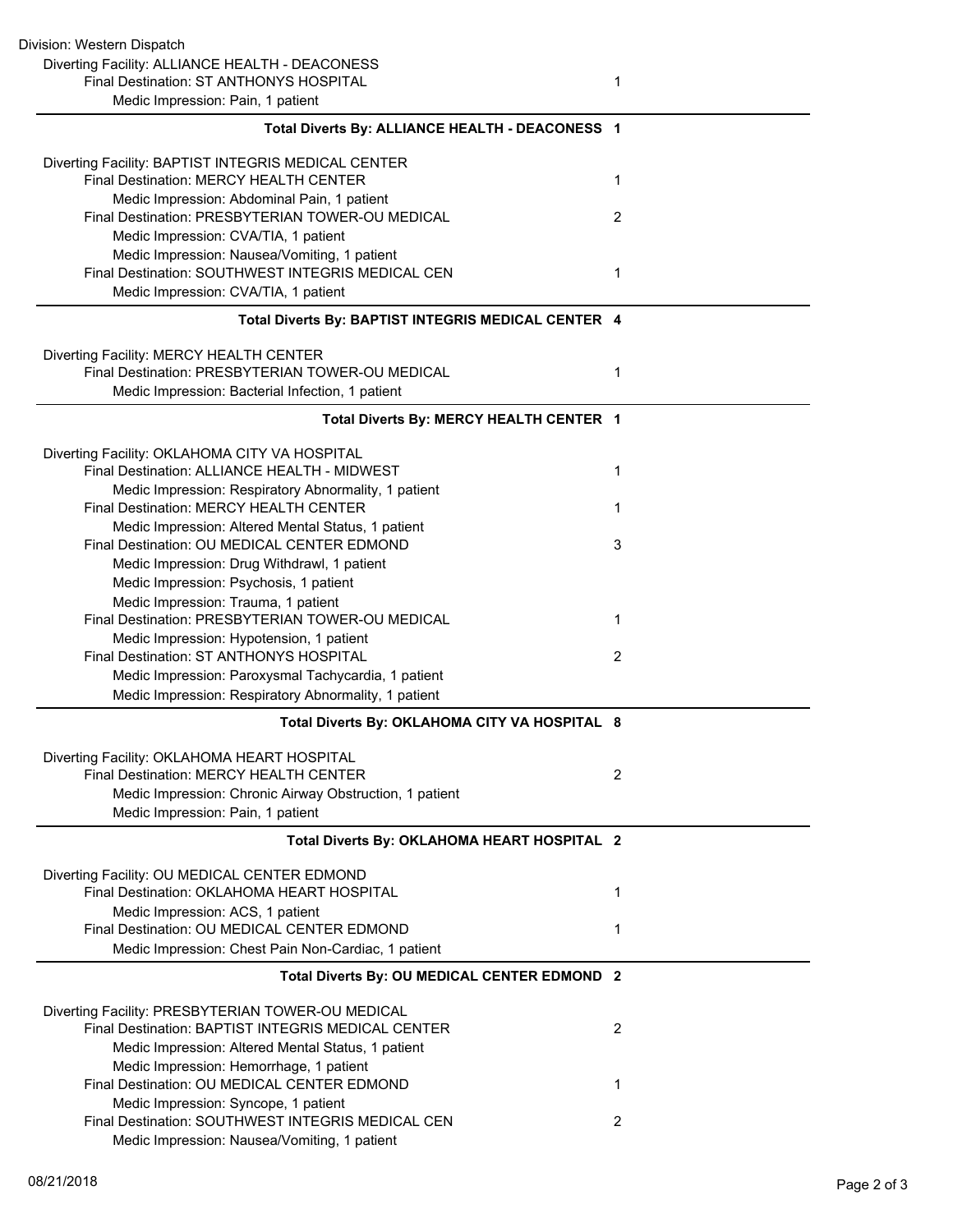Division: Western Dispatch

Diverting Facility: ALLIANCE HEALTH - DEACONESS

| | |
|---|---|
| Final Destination: ST ANTHONYS HOSPITAL | 1 |
| Medic Impression: Pain, 1 patient | |

**Total Diverts By: ALLIANCE HEALTH - DEACONESS 1**

Diverting Facility: BAPTIST INTEGRIS MEDICAL CENTER

| | |
|---|---|
| Final Destination: MERCY HEALTH CENTER | 1 |
| Medic Impression: Abdominal Pain, 1 patient | |
| Final Destination: PRESBYTERIAN TOWER-OU MEDICAL | 2 |
| Medic Impression: CVA/TIA, 1 patient | |
| Medic Impression: Nausea/Vomiting, 1 patient | |
| Final Destination: SOUTHWEST INTEGRIS MEDICAL CEN | 1 |
| Medic Impression: CVA/TIA, 1 patient | |

**Total Diverts By: BAPTIST INTEGRIS MEDICAL CENTER 4**

Diverting Facility: MERCY HEALTH CENTER

| | |
|---|---|
| Final Destination: PRESBYTERIAN TOWER-OU MEDICAL | 1 |
| Medic Impression: Bacterial Infection, 1 patient | |

**Total Diverts By: MERCY HEALTH CENTER 1**

Diverting Facility: OKLAHOMA CITY VA HOSPITAL

| | |
|---|---|
| Final Destination: ALLIANCE HEALTH - MIDWEST | 1 |
| Medic Impression: Respiratory Abnormality, 1 patient | |
| Final Destination: MERCY HEALTH CENTER | 1 |
| Medic Impression: Altered Mental Status, 1 patient | |
| Final Destination: OU MEDICAL CENTER EDMOND | 3 |
| Medic Impression: Drug Withdrawl, 1 patient | |
| Medic Impression: Psychosis, 1 patient | |
| Medic Impression: Trauma, 1 patient | |
| Final Destination: PRESBYTERIAN TOWER-OU MEDICAL | 1 |
| Medic Impression: Hypotension, 1 patient | |
| Final Destination: ST ANTHONYS HOSPITAL | 2 |
| Medic Impression: Paroxysmal Tachycardia, 1 patient | |
| Medic Impression: Respiratory Abnormality, 1 patient | |

**Total Diverts By: OKLAHOMA CITY VA HOSPITAL 8**

Diverting Facility: OKLAHOMA HEART HOSPITAL

| | |
|---|---|
| Final Destination: MERCY HEALTH CENTER | 2 |
| Medic Impression: Chronic Airway Obstruction, 1 patient | |
| Medic Impression: Pain, 1 patient | |

**Total Diverts By: OKLAHOMA HEART HOSPITAL 2**

Diverting Facility: OU MEDICAL CENTER EDMOND

| | |
|---|---|
| Final Destination: OKLAHOMA HEART HOSPITAL | 1 |
| Medic Impression: ACS, 1 patient | |
| Final Destination: OU MEDICAL CENTER EDMOND | 1 |
| Medic Impression: Chest Pain Non-Cardiac, 1 patient | |

**Total Diverts By: OU MEDICAL CENTER EDMOND 2**

Diverting Facility: PRESBYTERIAN TOWER-OU MEDICAL

| | |
|---|---|
| Final Destination: BAPTIST INTEGRIS MEDICAL CENTER | 2 |
| Medic Impression: Altered Mental Status, 1 patient | |
| Medic Impression: Hemorrhage, 1 patient | |
| Final Destination: OU MEDICAL CENTER EDMOND | 1 |
| Medic Impression: Syncope, 1 patient | |
| Final Destination: SOUTHWEST INTEGRIS MEDICAL CEN | 2 |
| Medic Impression: Nausea/Vomiting, 1 patient | |

08/21/2018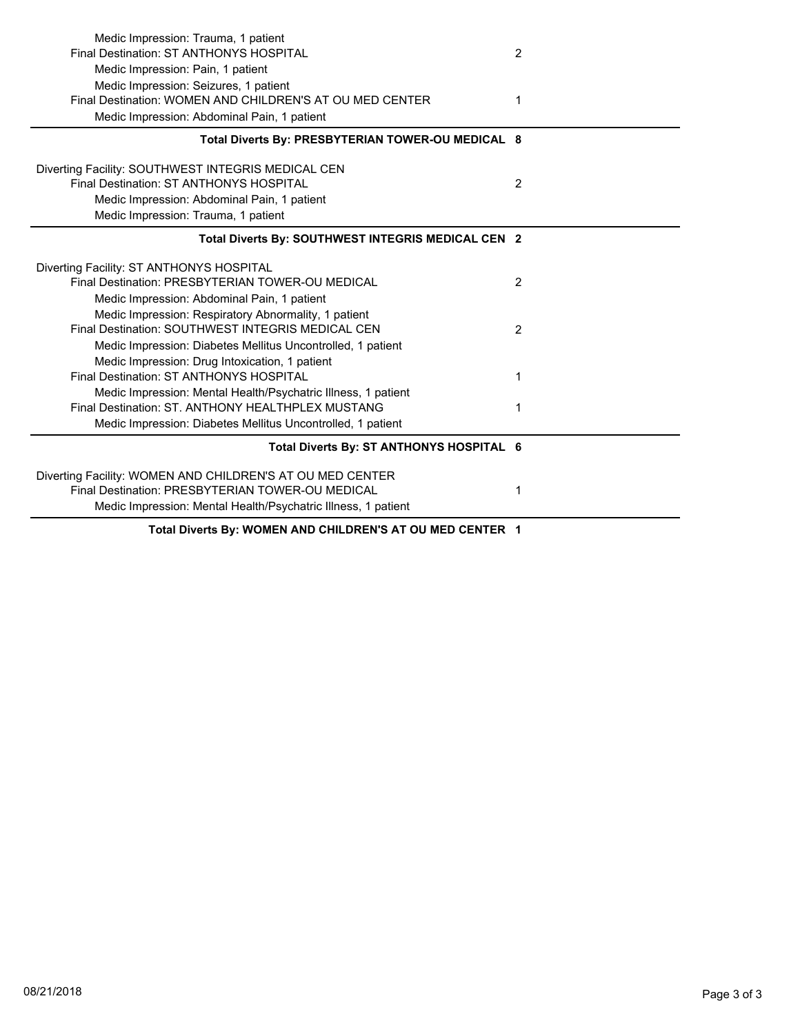Medic Impression: Trauma, 1 patient

Final Destination: ST ANTHONYS HOSPITAL — 2

Medic Impression: Pain, 1 patient

Medic Impression: Seizures, 1 patient

Final Destination: WOMEN AND CHILDREN'S AT OU MED CENTER — 1

Medic Impression: Abdominal Pain, 1 patient

**Total Diverts By: PRESBYTERIAN TOWER-OU MEDICAL 8**

---

Diverting Facility: SOUTHWEST INTEGRIS MEDICAL CEN

Final Destination: ST ANTHONYS HOSPITAL — 2

Medic Impression: Abdominal Pain, 1 patient

Medic Impression: Trauma, 1 patient

**Total Diverts By: SOUTHWEST INTEGRIS MEDICAL CEN 2**

---

Diverting Facility: ST ANTHONYS HOSPITAL

Final Destination: PRESBYTERIAN TOWER-OU MEDICAL — 2

Medic Impression: Abdominal Pain, 1 patient

Medic Impression: Respiratory Abnormality, 1 patient

Final Destination: SOUTHWEST INTEGRIS MEDICAL CEN — 2

Medic Impression: Diabetes Mellitus Uncontrolled, 1 patient

Medic Impression: Drug Intoxication, 1 patient

Final Destination: ST ANTHONYS HOSPITAL — 1

Medic Impression: Mental Health/Psychatric Illness, 1 patient

Final Destination: ST. ANTHONY HEALTHPLEX MUSTANG — 1

Medic Impression: Diabetes Mellitus Uncontrolled, 1 patient

**Total Diverts By: ST ANTHONYS HOSPITAL 6**

---

Diverting Facility: WOMEN AND CHILDREN'S AT OU MED CENTER

Final Destination: PRESBYTERIAN TOWER-OU MEDICAL — 1

Medic Impression: Mental Health/Psychatric Illness, 1 patient

**Total Diverts By: WOMEN AND CHILDREN'S AT OU MED CENTER 1**

08/21/2018